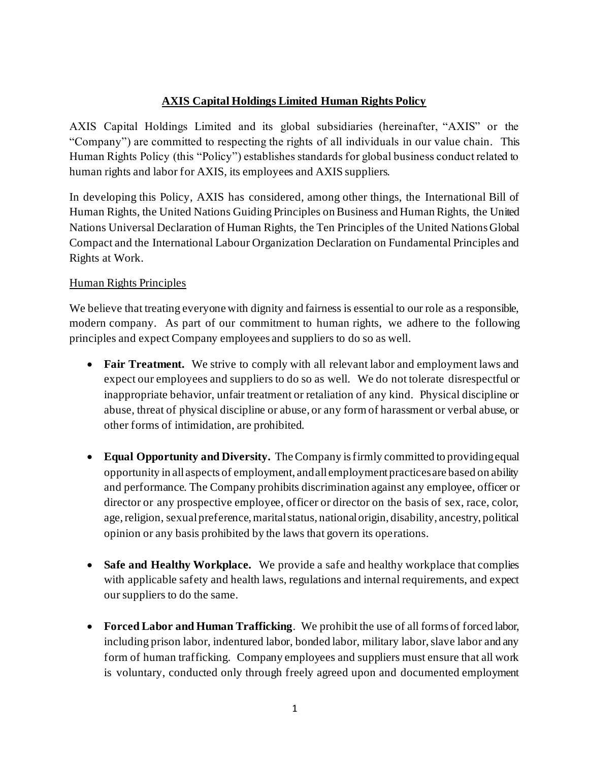# AXIS Capital Holdings Limited Human Rights Policy

AXIS Capital Holdings Limited and its global subsidiaries (hereinafter, "AXIS" or the "Company") are committed to respecting the rights of all individuals in our value chain. This Human Rights Policy (this "Policy") establishes standards for global business conduct related to human rights and labor for AXIS, its employees and AXIS suppliers.

In developing this Policy, AXIS has considered, among other things, the International Bill of Human Rights, the United Nations Guiding Principles on Business and Human Rights, the United Nations Universal Declaration of Human Rights, the Ten Principles of the United Nations Global Compact and the International Labour Organization Declaration on Fundamental Principles and Rights at Work.

## Human Rights Principles

We believe that treating everyone with dignity and fairness is essential to our role as a responsible, modern company. As part of our commitment to human rights, we adhere to the following principles and expect Company employees and suppliers to do so as well.

- **Fair Treatment.** We strive to comply with all relevant labor and employment laws and expect our employees and suppliers to do so as well. We do not tolerate disrespectful or inappropriate behavior, unfair treatment or retaliation of any kind. Physical discipline or abuse, threat of physical discipline or abuse, or any form of harassment or verbal abuse, or other forms of intimidation, are prohibited.

- **Equal Opportunity and Diversity.** The Company is firmly committed to providing equal opportunity in all aspects of employment, and all employment practices are based on ability and performance. The Company prohibits discrimination against any employee, officer or director or any prospective employee, officer or director on the basis of sex, race, color, age, religion, sexual preference, marital status, national origin, disability, ancestry, political opinion or any basis prohibited by the laws that govern its operations.

- **Safe and Healthy Workplace.** We provide a safe and healthy workplace that complies with applicable safety and health laws, regulations and internal requirements, and expect our suppliers to do the same.

- **Forced Labor and Human Trafficking**. We prohibit the use of all forms of forced labor, including prison labor, indentured labor, bonded labor, military labor, slave labor and any form of human trafficking. Company employees and suppliers must ensure that all work is voluntary, conducted only through freely agreed upon and documented employment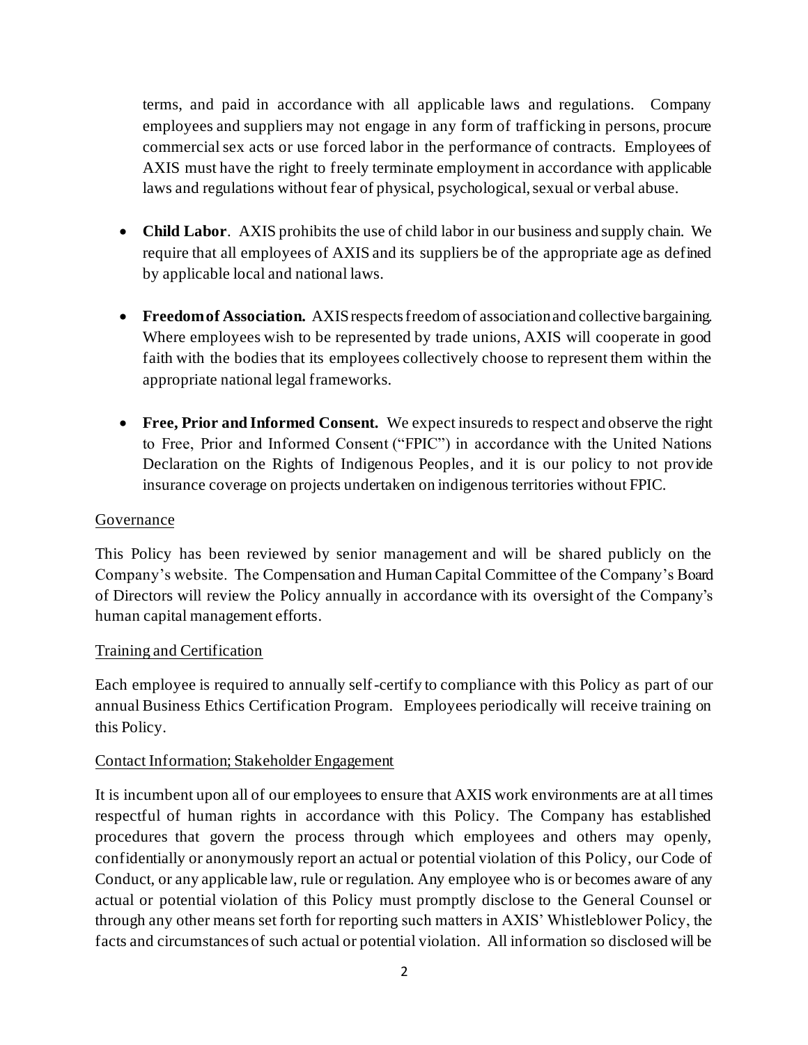terms, and paid in accordance with all applicable laws and regulations. Company employees and suppliers may not engage in any form of trafficking in persons, procure commercial sex acts or use forced labor in the performance of contracts. Employees of AXIS must have the right to freely terminate employment in accordance with applicable laws and regulations without fear of physical, psychological, sexual or verbal abuse.

- **Child Labor**. AXIS prohibits the use of child labor in our business and supply chain. We require that all employees of AXIS and its suppliers be of the appropriate age as defined by applicable local and national laws.

- **Freedom of Association.** AXIS respects freedom of association and collective bargaining. Where employees wish to be represented by trade unions, AXIS will cooperate in good faith with the bodies that its employees collectively choose to represent them within the appropriate national legal frameworks.

- **Free, Prior and Informed Consent.** We expect insureds to respect and observe the right to Free, Prior and Informed Consent ("FPIC") in accordance with the United Nations Declaration on the Rights of Indigenous Peoples, and it is our policy to not provide insurance coverage on projects undertaken on indigenous territories without FPIC.

<u>Governance</u>

This Policy has been reviewed by senior management and will be shared publicly on the Company's website. The Compensation and Human Capital Committee of the Company's Board of Directors will review the Policy annually in accordance with its oversight of the Company's human capital management efforts.

<u>Training and Certification</u>

Each employee is required to annually self-certify to compliance with this Policy as part of our annual Business Ethics Certification Program. Employees periodically will receive training on this Policy.

<u>Contact Information; Stakeholder Engagement</u>

It is incumbent upon all of our employees to ensure that AXIS work environments are at all times respectful of human rights in accordance with this Policy. The Company has established procedures that govern the process through which employees and others may openly, confidentially or anonymously report an actual or potential violation of this Policy, our Code of Conduct, or any applicable law, rule or regulation. Any employee who is or becomes aware of any actual or potential violation of this Policy must promptly disclose to the General Counsel or through any other means set forth for reporting such matters in AXIS' Whistleblower Policy, the facts and circumstances of such actual or potential violation. All information so disclosed will be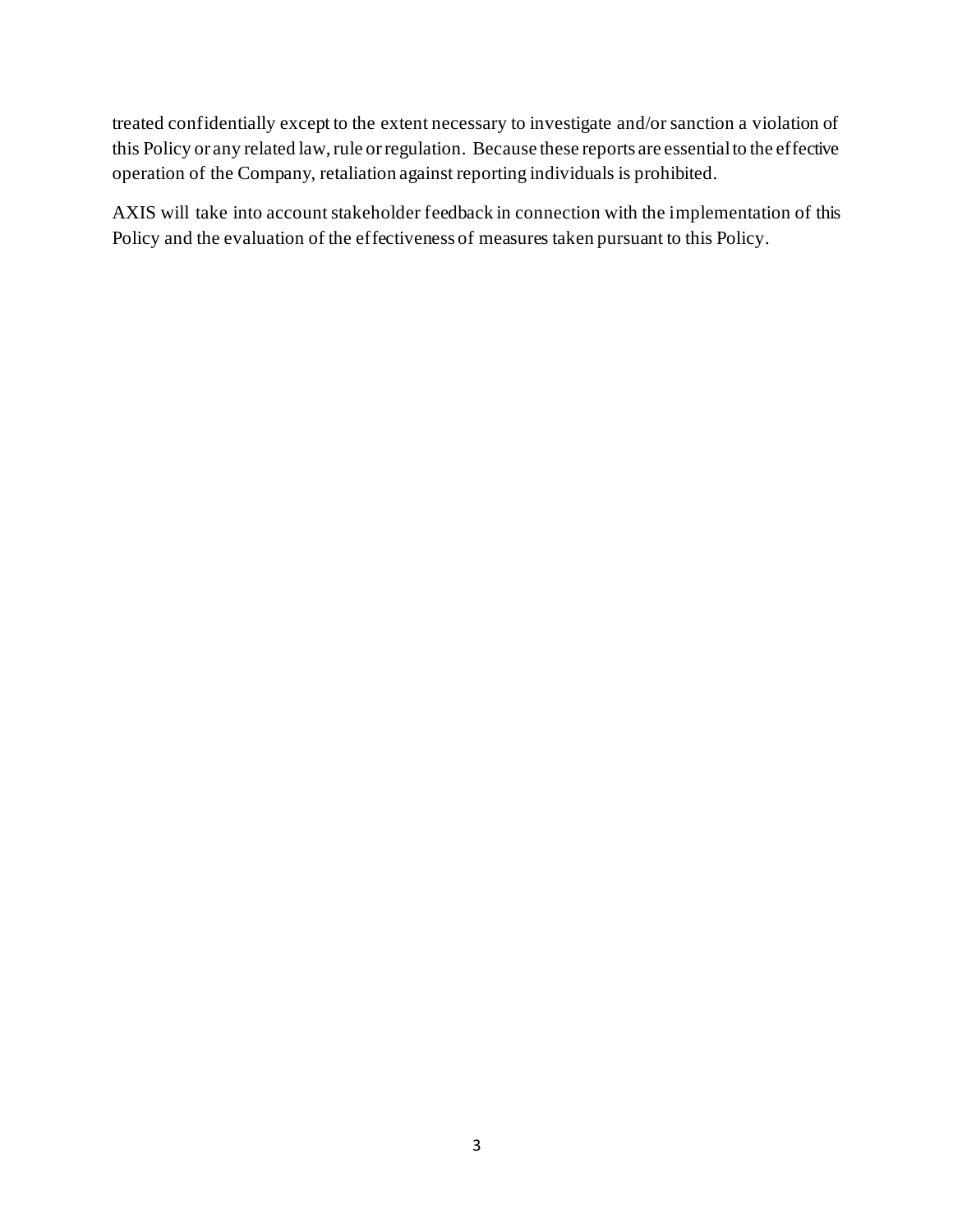treated confidentially except to the extent necessary to investigate and/or sanction a violation of this Policy or any related law, rule or regulation. Because these reports are essential to the effective operation of the Company, retaliation against reporting individuals is prohibited.

AXIS will take into account stakeholder feedback in connection with the implementation of this Policy and the evaluation of the effectiveness of measures taken pursuant to this Policy.